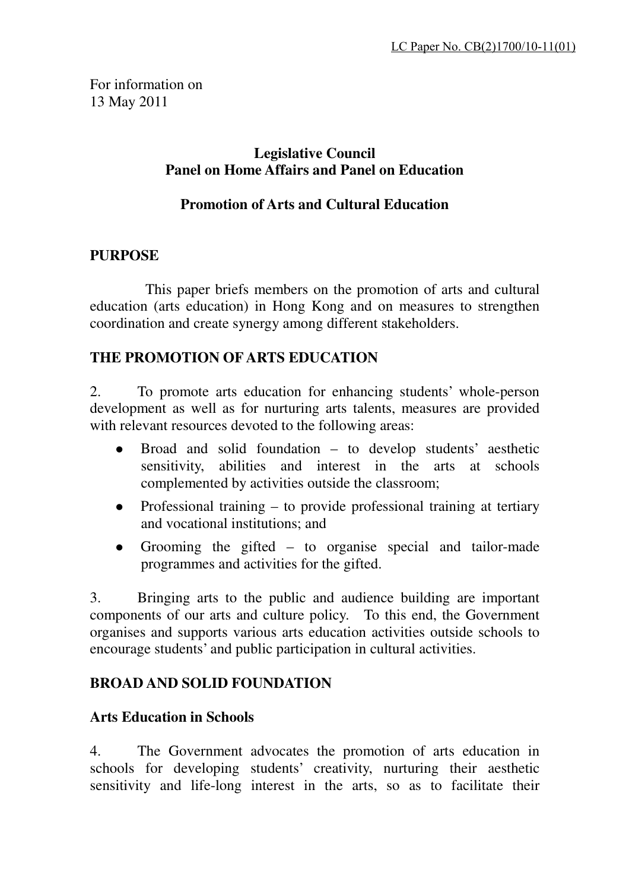LC Paper No. CB(2)1700/10-11(01)

For information on
13 May 2011

**Legislative Council**
**Panel on Home Affairs and Panel on Education**

**Promotion of Arts and Cultural Education**

## PURPOSE

This paper briefs members on the promotion of arts and cultural education (arts education) in Hong Kong and on measures to strengthen coordination and create synergy among different stakeholders.

## THE PROMOTION OF ARTS EDUCATION

2. To promote arts education for enhancing students' whole-person development as well as for nurturing arts talents, measures are provided with relevant resources devoted to the following areas:

- Broad and solid foundation – to develop students' aesthetic sensitivity, abilities and interest in the arts at schools complemented by activities outside the classroom;
- Professional training – to provide professional training at tertiary and vocational institutions; and
- Grooming the gifted – to organise special and tailor-made programmes and activities for the gifted.

3. Bringing arts to the public and audience building are important components of our arts and culture policy. To this end, the Government organises and supports various arts education activities outside schools to encourage students' and public participation in cultural activities.

## BROAD AND SOLID FOUNDATION

### Arts Education in Schools

4. The Government advocates the promotion of arts education in schools for developing students' creativity, nurturing their aesthetic sensitivity and life-long interest in the arts, so as to facilitate their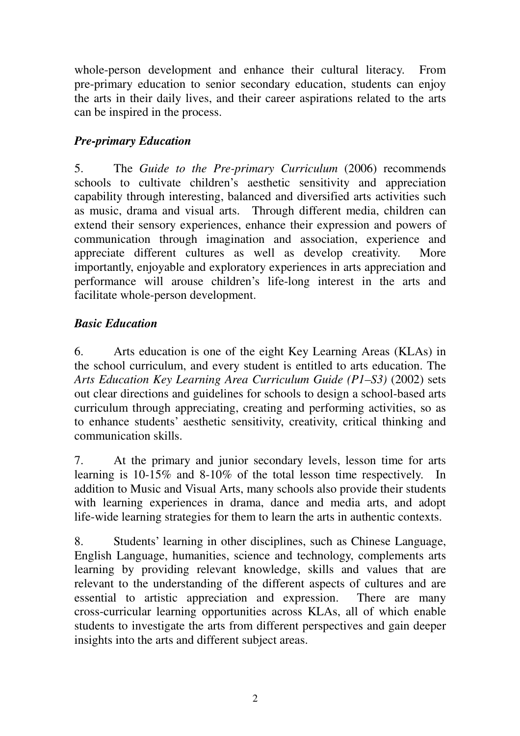whole-person development and enhance their cultural literacy. From pre-primary education to senior secondary education, students can enjoy the arts in their daily lives, and their career aspirations related to the arts can be inspired in the process.

### *Pre-primary Education*

5. The *Guide to the Pre-primary Curriculum* (2006) recommends schools to cultivate children's aesthetic sensitivity and appreciation capability through interesting, balanced and diversified arts activities such as music, drama and visual arts. Through different media, children can extend their sensory experiences, enhance their expression and powers of communication through imagination and association, experience and appreciate different cultures as well as develop creativity. More importantly, enjoyable and exploratory experiences in arts appreciation and performance will arouse children's life-long interest in the arts and facilitate whole-person development.

### *Basic Education*

6. Arts education is one of the eight Key Learning Areas (KLAs) in the school curriculum, and every student is entitled to arts education. The *Arts Education Key Learning Area Curriculum Guide (P1–S3)* (2002) sets out clear directions and guidelines for schools to design a school-based arts curriculum through appreciating, creating and performing activities, so as to enhance students' aesthetic sensitivity, creativity, critical thinking and communication skills.

7. At the primary and junior secondary levels, lesson time for arts learning is 10-15% and 8-10% of the total lesson time respectively. In addition to Music and Visual Arts, many schools also provide their students with learning experiences in drama, dance and media arts, and adopt life-wide learning strategies for them to learn the arts in authentic contexts.

8. Students' learning in other disciplines, such as Chinese Language, English Language, humanities, science and technology, complements arts learning by providing relevant knowledge, skills and values that are relevant to the understanding of the different aspects of cultures and are essential to artistic appreciation and expression. There are many cross-curricular learning opportunities across KLAs, all of which enable students to investigate the arts from different perspectives and gain deeper insights into the arts and different subject areas.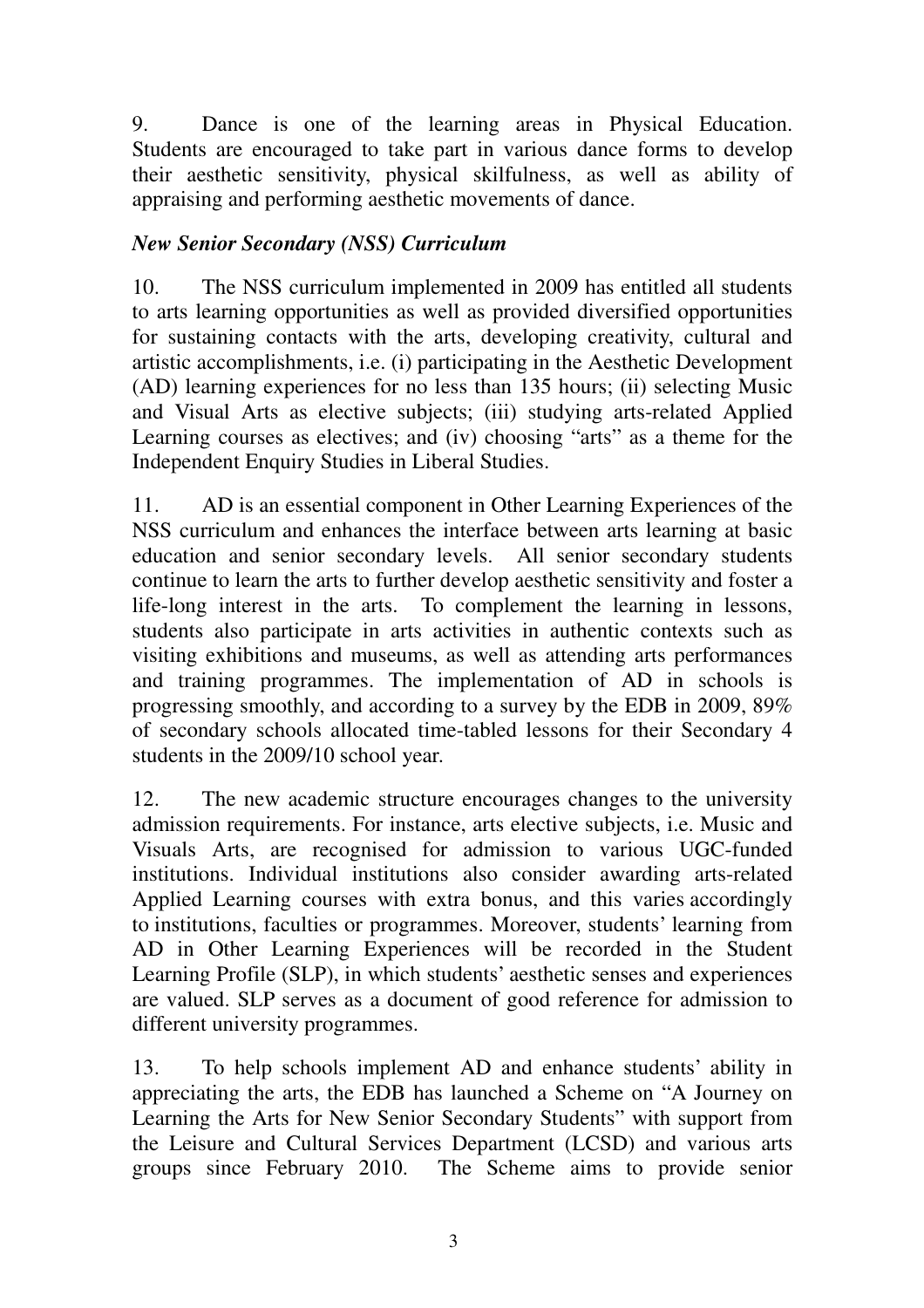9. Dance is one of the learning areas in Physical Education. Students are encouraged to take part in various dance forms to develop their aesthetic sensitivity, physical skilfulness, as well as ability of appraising and performing aesthetic movements of dance.

***New Senior Secondary (NSS) Curriculum***

10. The NSS curriculum implemented in 2009 has entitled all students to arts learning opportunities as well as provided diversified opportunities for sustaining contacts with the arts, developing creativity, cultural and artistic accomplishments, i.e. (i) participating in the Aesthetic Development (AD) learning experiences for no less than 135 hours; (ii) selecting Music and Visual Arts as elective subjects; (iii) studying arts-related Applied Learning courses as electives; and (iv) choosing "arts" as a theme for the Independent Enquiry Studies in Liberal Studies.

11. AD is an essential component in Other Learning Experiences of the NSS curriculum and enhances the interface between arts learning at basic education and senior secondary levels. All senior secondary students continue to learn the arts to further develop aesthetic sensitivity and foster a life-long interest in the arts. To complement the learning in lessons, students also participate in arts activities in authentic contexts such as visiting exhibitions and museums, as well as attending arts performances and training programmes. The implementation of AD in schools is progressing smoothly, and according to a survey by the EDB in 2009, 89% of secondary schools allocated time-tabled lessons for their Secondary 4 students in the 2009/10 school year.

12. The new academic structure encourages changes to the university admission requirements. For instance, arts elective subjects, i.e. Music and Visuals Arts, are recognised for admission to various UGC-funded institutions. Individual institutions also consider awarding arts-related Applied Learning courses with extra bonus, and this varies accordingly to institutions, faculties or programmes. Moreover, students' learning from AD in Other Learning Experiences will be recorded in the Student Learning Profile (SLP), in which students' aesthetic senses and experiences are valued. SLP serves as a document of good reference for admission to different university programmes.

13. To help schools implement AD and enhance students' ability in appreciating the arts, the EDB has launched a Scheme on "A Journey on Learning the Arts for New Senior Secondary Students" with support from the Leisure and Cultural Services Department (LCSD) and various arts groups since February 2010. The Scheme aims to provide senior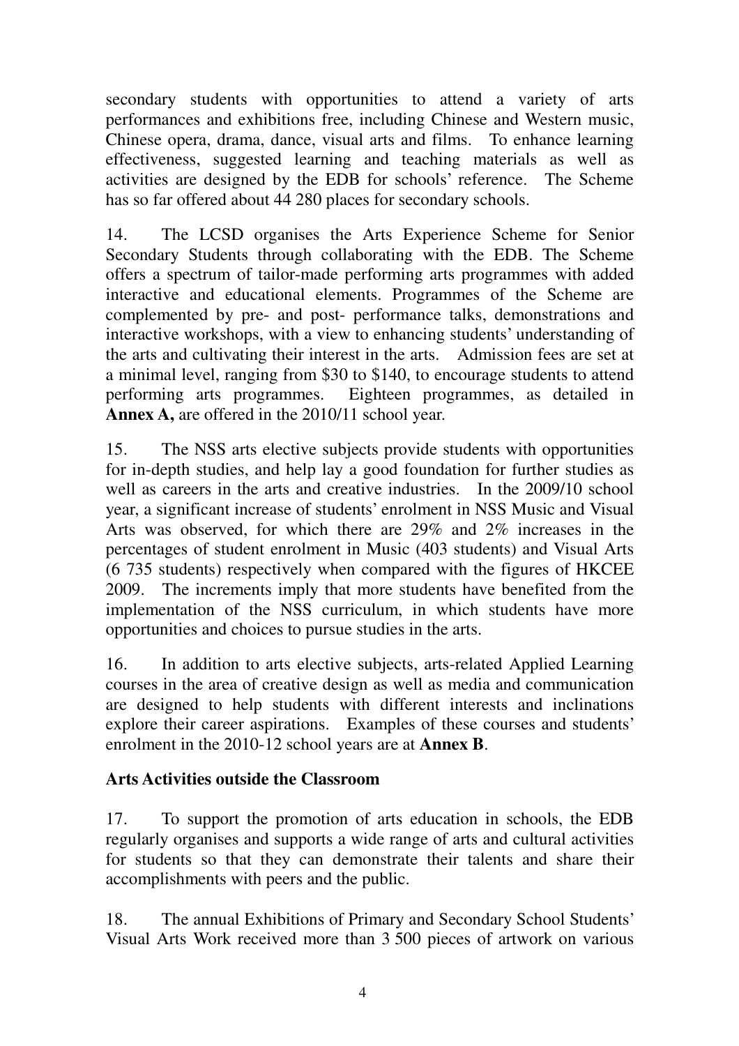secondary students with opportunities to attend a variety of arts performances and exhibitions free, including Chinese and Western music, Chinese opera, drama, dance, visual arts and films. To enhance learning effectiveness, suggested learning and teaching materials as well as activities are designed by the EDB for schools' reference. The Scheme has so far offered about 44 280 places for secondary schools.

14. The LCSD organises the Arts Experience Scheme for Senior Secondary Students through collaborating with the EDB. The Scheme offers a spectrum of tailor-made performing arts programmes with added interactive and educational elements. Programmes of the Scheme are complemented by pre- and post- performance talks, demonstrations and interactive workshops, with a view to enhancing students' understanding of the arts and cultivating their interest in the arts. Admission fees are set at a minimal level, ranging from $30 to $140, to encourage students to attend performing arts programmes. Eighteen programmes, as detailed in **Annex A,** are offered in the 2010/11 school year.

15. The NSS arts elective subjects provide students with opportunities for in-depth studies, and help lay a good foundation for further studies as well as careers in the arts and creative industries. In the 2009/10 school year, a significant increase of students' enrolment in NSS Music and Visual Arts was observed, for which there are 29% and 2% increases in the percentages of student enrolment in Music (403 students) and Visual Arts (6 735 students) respectively when compared with the figures of HKCEE 2009. The increments imply that more students have benefited from the implementation of the NSS curriculum, in which students have more opportunities and choices to pursue studies in the arts.

16. In addition to arts elective subjects, arts-related Applied Learning courses in the area of creative design as well as media and communication are designed to help students with different interests and inclinations explore their career aspirations. Examples of these courses and students' enrolment in the 2010-12 school years are at **Annex B**.

**Arts Activities outside the Classroom**

17. To support the promotion of arts education in schools, the EDB regularly organises and supports a wide range of arts and cultural activities for students so that they can demonstrate their talents and share their accomplishments with peers and the public.

18. The annual Exhibitions of Primary and Secondary School Students' Visual Arts Work received more than 3 500 pieces of artwork on various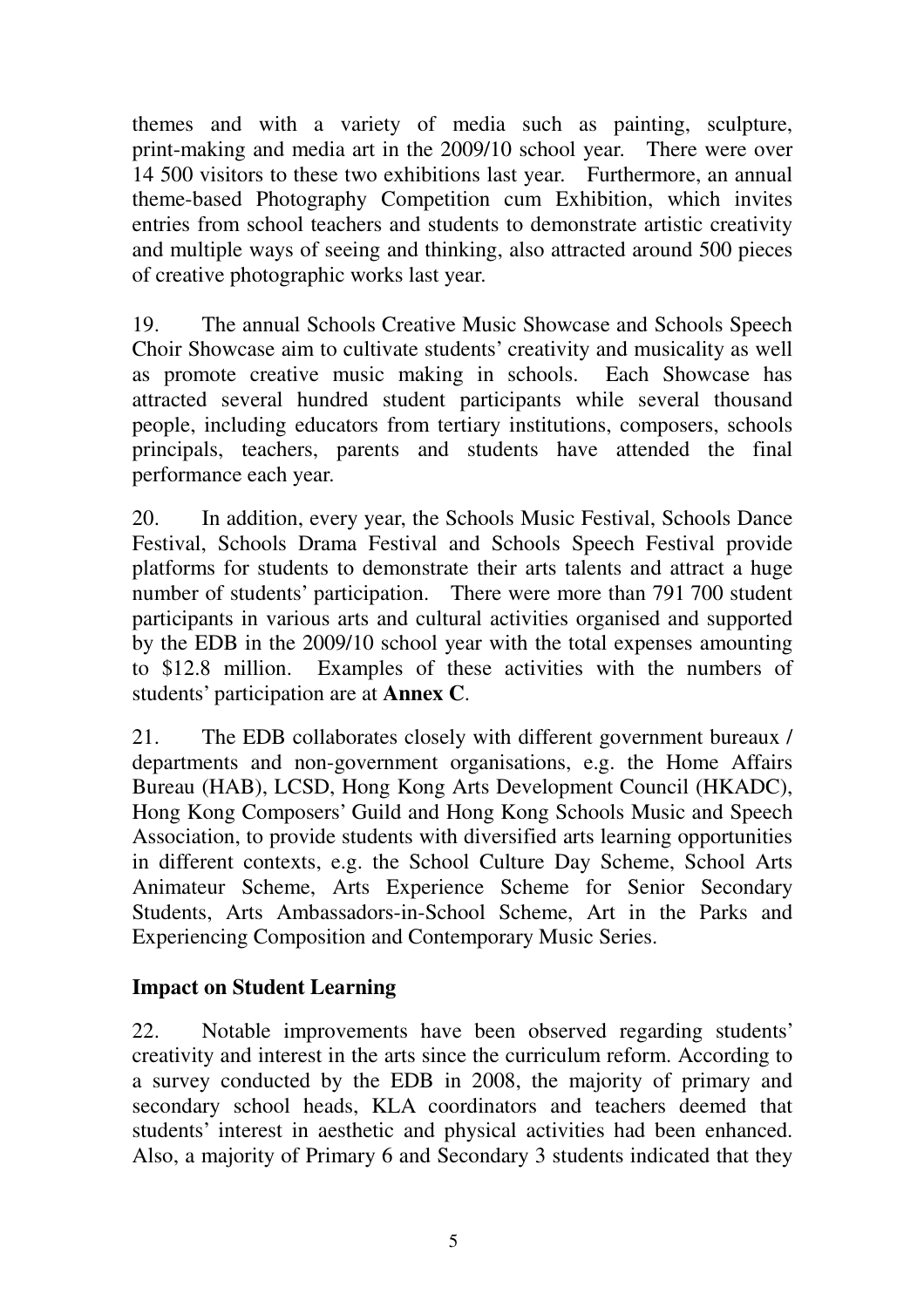themes and with a variety of media such as painting, sculpture, print-making and media art in the 2009/10 school year. There were over 14 500 visitors to these two exhibitions last year. Furthermore, an annual theme-based Photography Competition cum Exhibition, which invites entries from school teachers and students to demonstrate artistic creativity and multiple ways of seeing and thinking, also attracted around 500 pieces of creative photographic works last year.

19. The annual Schools Creative Music Showcase and Schools Speech Choir Showcase aim to cultivate students' creativity and musicality as well as promote creative music making in schools. Each Showcase has attracted several hundred student participants while several thousand people, including educators from tertiary institutions, composers, schools principals, teachers, parents and students have attended the final performance each year.

20. In addition, every year, the Schools Music Festival, Schools Dance Festival, Schools Drama Festival and Schools Speech Festival provide platforms for students to demonstrate their arts talents and attract a huge number of students' participation. There were more than 791 700 student participants in various arts and cultural activities organised and supported by the EDB in the 2009/10 school year with the total expenses amounting to $12.8 million. Examples of these activities with the numbers of students' participation are at **Annex C**.

21. The EDB collaborates closely with different government bureaux / departments and non-government organisations, e.g. the Home Affairs Bureau (HAB), LCSD, Hong Kong Arts Development Council (HKADC), Hong Kong Composers' Guild and Hong Kong Schools Music and Speech Association, to provide students with diversified arts learning opportunities in different contexts, e.g. the School Culture Day Scheme, School Arts Animateur Scheme, Arts Experience Scheme for Senior Secondary Students, Arts Ambassadors-in-School Scheme, Art in the Parks and Experiencing Composition and Contemporary Music Series.

## Impact on Student Learning

22. Notable improvements have been observed regarding students' creativity and interest in the arts since the curriculum reform. According to a survey conducted by the EDB in 2008, the majority of primary and secondary school heads, KLA coordinators and teachers deemed that students' interest in aesthetic and physical activities had been enhanced. Also, a majority of Primary 6 and Secondary 3 students indicated that they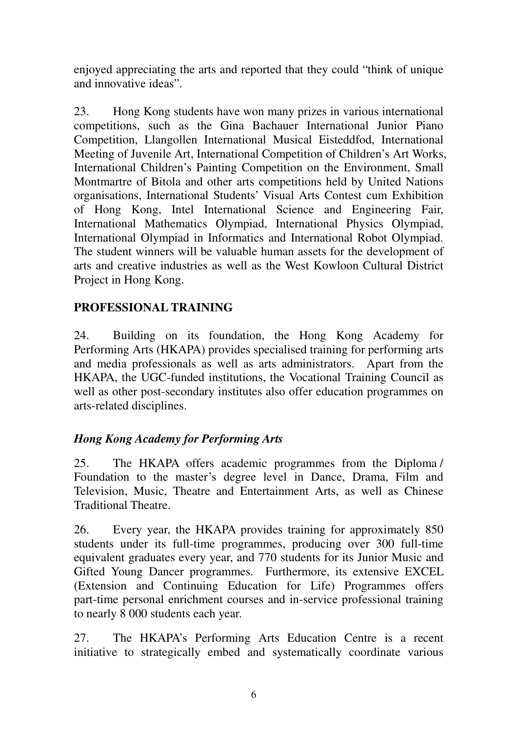enjoyed appreciating the arts and reported that they could "think of unique and innovative ideas".

23. Hong Kong students have won many prizes in various international competitions, such as the Gina Bachauer International Junior Piano Competition, Llangollen International Musical Eisteddfod, International Meeting of Juvenile Art, International Competition of Children's Art Works, International Children's Painting Competition on the Environment, Small Montmartre of Bitola and other arts competitions held by United Nations organisations, International Students' Visual Arts Contest cum Exhibition of Hong Kong, Intel International Science and Engineering Fair, International Mathematics Olympiad, International Physics Olympiad, International Olympiad in Informatics and International Robot Olympiad. The student winners will be valuable human assets for the development of arts and creative industries as well as the West Kowloon Cultural District Project in Hong Kong.

## PROFESSIONAL TRAINING

24. Building on its foundation, the Hong Kong Academy for Performing Arts (HKAPA) provides specialised training for performing arts and media professionals as well as arts administrators. Apart from the HKAPA, the UGC-funded institutions, the Vocational Training Council as well as other post-secondary institutes also offer education programmes on arts-related disciplines.

### *Hong Kong Academy for Performing Arts*

25. The HKAPA offers academic programmes from the Diploma / Foundation to the master's degree level in Dance, Drama, Film and Television, Music, Theatre and Entertainment Arts, as well as Chinese Traditional Theatre.

26. Every year, the HKAPA provides training for approximately 850 students under its full-time programmes, producing over 300 full-time equivalent graduates every year, and 770 students for its Junior Music and Gifted Young Dancer programmes. Furthermore, its extensive EXCEL (Extension and Continuing Education for Life) Programmes offers part-time personal enrichment courses and in-service professional training to nearly 8 000 students each year.

27. The HKAPA's Performing Arts Education Centre is a recent initiative to strategically embed and systematically coordinate various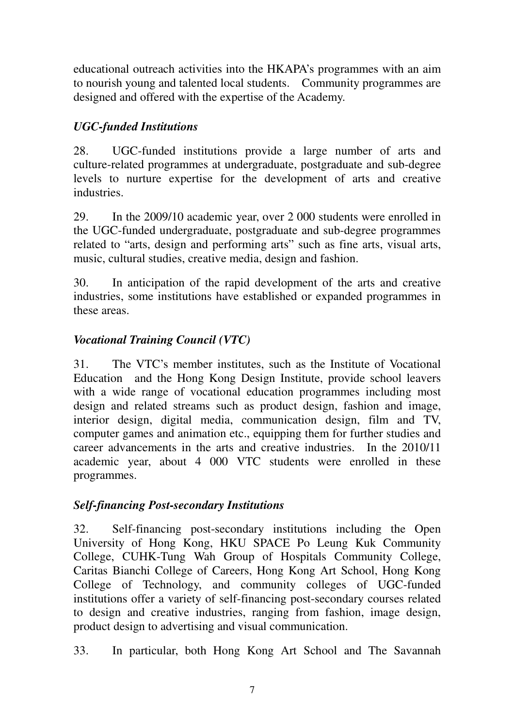educational outreach activities into the HKAPA's programmes with an aim to nourish young and talented local students. Community programmes are designed and offered with the expertise of the Academy.

### *UGC-funded Institutions*

28. UGC-funded institutions provide a large number of arts and culture-related programmes at undergraduate, postgraduate and sub-degree levels to nurture expertise for the development of arts and creative industries.

29. In the 2009/10 academic year, over 2 000 students were enrolled in the UGC-funded undergraduate, postgraduate and sub-degree programmes related to "arts, design and performing arts" such as fine arts, visual arts, music, cultural studies, creative media, design and fashion.

30. In anticipation of the rapid development of the arts and creative industries, some institutions have established or expanded programmes in these areas.

### *Vocational Training Council (VTC)*

31. The VTC's member institutes, such as the Institute of Vocational Education and the Hong Kong Design Institute, provide school leavers with a wide range of vocational education programmes including most design and related streams such as product design, fashion and image, interior design, digital media, communication design, film and TV, computer games and animation etc., equipping them for further studies and career advancements in the arts and creative industries. In the 2010/11 academic year, about 4 000 VTC students were enrolled in these programmes.

### *Self-financing Post-secondary Institutions*

32. Self-financing post-secondary institutions including the Open University of Hong Kong, HKU SPACE Po Leung Kuk Community College, CUHK-Tung Wah Group of Hospitals Community College, Caritas Bianchi College of Careers, Hong Kong Art School, Hong Kong College of Technology, and community colleges of UGC-funded institutions offer a variety of self-financing post-secondary courses related to design and creative industries, ranging from fashion, image design, product design to advertising and visual communication.

33. In particular, both Hong Kong Art School and The Savannah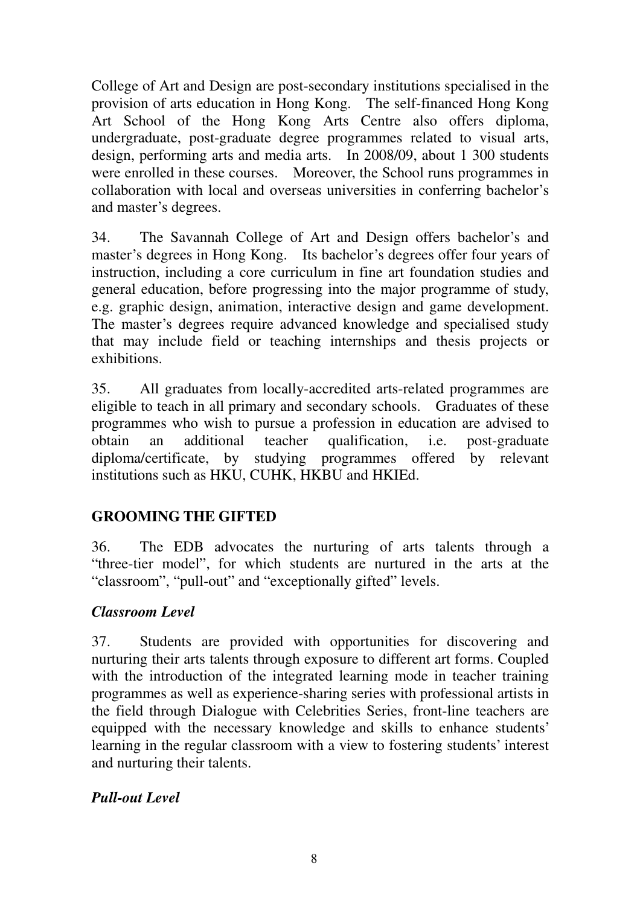College of Art and Design are post-secondary institutions specialised in the provision of arts education in Hong Kong. The self-financed Hong Kong Art School of the Hong Kong Arts Centre also offers diploma, undergraduate, post-graduate degree programmes related to visual arts, design, performing arts and media arts. In 2008/09, about 1 300 students were enrolled in these courses. Moreover, the School runs programmes in collaboration with local and overseas universities in conferring bachelor's and master's degrees.

34. The Savannah College of Art and Design offers bachelor's and master's degrees in Hong Kong. Its bachelor's degrees offer four years of instruction, including a core curriculum in fine art foundation studies and general education, before progressing into the major programme of study, e.g. graphic design, animation, interactive design and game development. The master's degrees require advanced knowledge and specialised study that may include field or teaching internships and thesis projects or exhibitions.

35. All graduates from locally-accredited arts-related programmes are eligible to teach in all primary and secondary schools. Graduates of these programmes who wish to pursue a profession in education are advised to obtain an additional teacher qualification, i.e. post-graduate diploma/certificate, by studying programmes offered by relevant institutions such as HKU, CUHK, HKBU and HKIEd.

## GROOMING THE GIFTED

36. The EDB advocates the nurturing of arts talents through a "three-tier model", for which students are nurtured in the arts at the "classroom", "pull-out" and "exceptionally gifted" levels.

### *Classroom Level*

37. Students are provided with opportunities for discovering and nurturing their arts talents through exposure to different art forms. Coupled with the introduction of the integrated learning mode in teacher training programmes as well as experience-sharing series with professional artists in the field through Dialogue with Celebrities Series, front-line teachers are equipped with the necessary knowledge and skills to enhance students' learning in the regular classroom with a view to fostering students' interest and nurturing their talents.

### *Pull-out Level*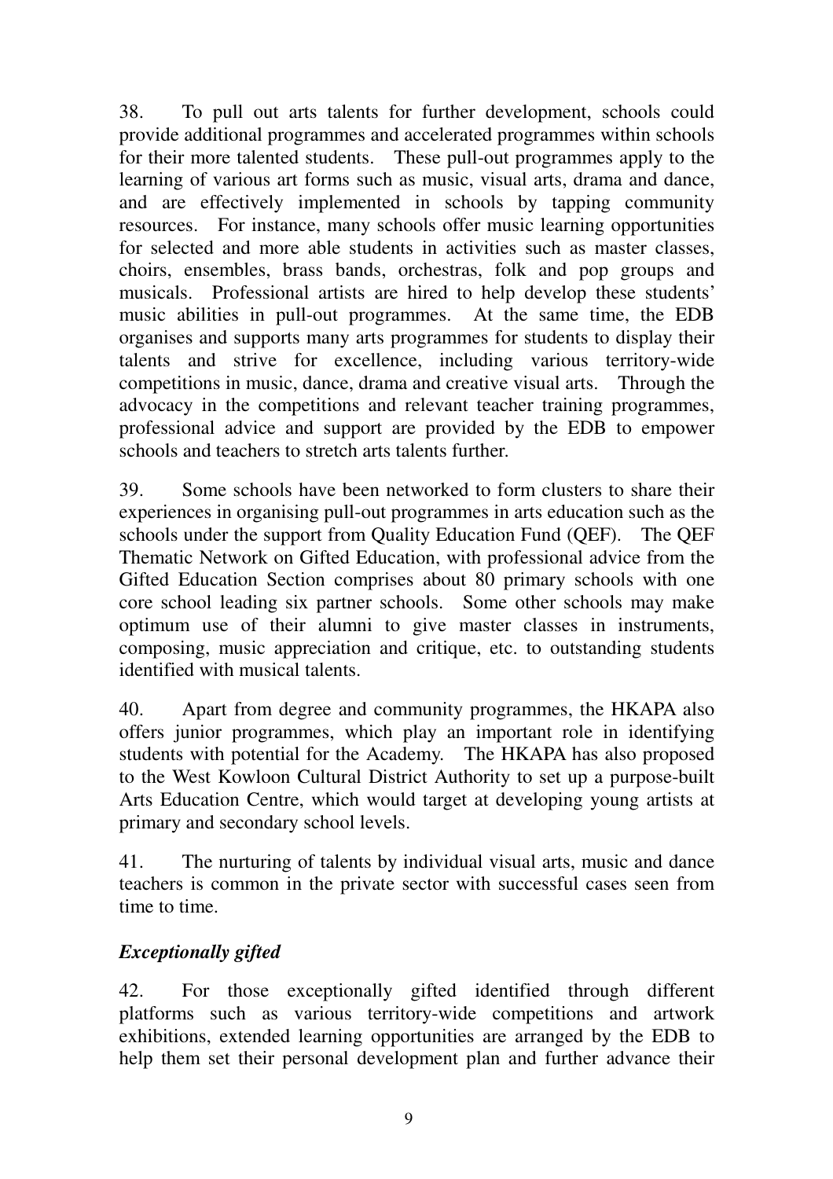38. To pull out arts talents for further development, schools could provide additional programmes and accelerated programmes within schools for their more talented students. These pull-out programmes apply to the learning of various art forms such as music, visual arts, drama and dance, and are effectively implemented in schools by tapping community resources. For instance, many schools offer music learning opportunities for selected and more able students in activities such as master classes, choirs, ensembles, brass bands, orchestras, folk and pop groups and musicals. Professional artists are hired to help develop these students' music abilities in pull-out programmes. At the same time, the EDB organises and supports many arts programmes for students to display their talents and strive for excellence, including various territory-wide competitions in music, dance, drama and creative visual arts. Through the advocacy in the competitions and relevant teacher training programmes, professional advice and support are provided by the EDB to empower schools and teachers to stretch arts talents further.

39. Some schools have been networked to form clusters to share their experiences in organising pull-out programmes in arts education such as the schools under the support from Quality Education Fund (QEF). The QEF Thematic Network on Gifted Education, with professional advice from the Gifted Education Section comprises about 80 primary schools with one core school leading six partner schools. Some other schools may make optimum use of their alumni to give master classes in instruments, composing, music appreciation and critique, etc. to outstanding students identified with musical talents.

40. Apart from degree and community programmes, the HKAPA also offers junior programmes, which play an important role in identifying students with potential for the Academy. The HKAPA has also proposed to the West Kowloon Cultural District Authority to set up a purpose-built Arts Education Centre, which would target at developing young artists at primary and secondary school levels.

41. The nurturing of talents by individual visual arts, music and dance teachers is common in the private sector with successful cases seen from time to time.

### *Exceptionally gifted*

42. For those exceptionally gifted identified through different platforms such as various territory-wide competitions and artwork exhibitions, extended learning opportunities are arranged by the EDB to help them set their personal development plan and further advance their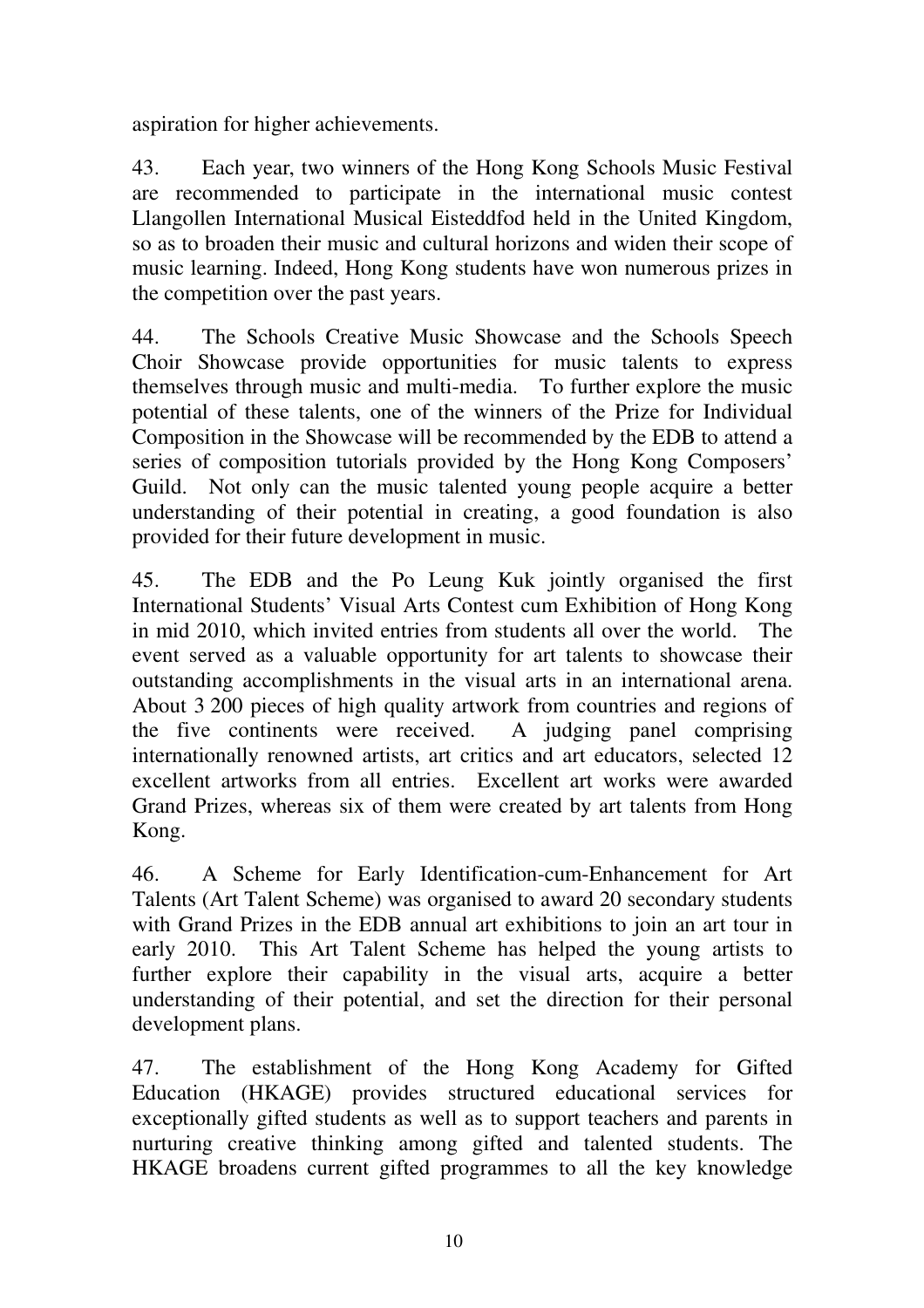aspiration for higher achievements.

43. Each year, two winners of the Hong Kong Schools Music Festival are recommended to participate in the international music contest Llangollen International Musical Eisteddfod held in the United Kingdom, so as to broaden their music and cultural horizons and widen their scope of music learning. Indeed, Hong Kong students have won numerous prizes in the competition over the past years.

44. The Schools Creative Music Showcase and the Schools Speech Choir Showcase provide opportunities for music talents to express themselves through music and multi-media. To further explore the music potential of these talents, one of the winners of the Prize for Individual Composition in the Showcase will be recommended by the EDB to attend a series of composition tutorials provided by the Hong Kong Composers' Guild. Not only can the music talented young people acquire a better understanding of their potential in creating, a good foundation is also provided for their future development in music.

45. The EDB and the Po Leung Kuk jointly organised the first International Students' Visual Arts Contest cum Exhibition of Hong Kong in mid 2010, which invited entries from students all over the world. The event served as a valuable opportunity for art talents to showcase their outstanding accomplishments in the visual arts in an international arena. About 3 200 pieces of high quality artwork from countries and regions of the five continents were received. A judging panel comprising internationally renowned artists, art critics and art educators, selected 12 excellent artworks from all entries. Excellent art works were awarded Grand Prizes, whereas six of them were created by art talents from Hong Kong.

46. A Scheme for Early Identification-cum-Enhancement for Art Talents (Art Talent Scheme) was organised to award 20 secondary students with Grand Prizes in the EDB annual art exhibitions to join an art tour in early 2010. This Art Talent Scheme has helped the young artists to further explore their capability in the visual arts, acquire a better understanding of their potential, and set the direction for their personal development plans.

47. The establishment of the Hong Kong Academy for Gifted Education (HKAGE) provides structured educational services for exceptionally gifted students as well as to support teachers and parents in nurturing creative thinking among gifted and talented students. The HKAGE broadens current gifted programmes to all the key knowledge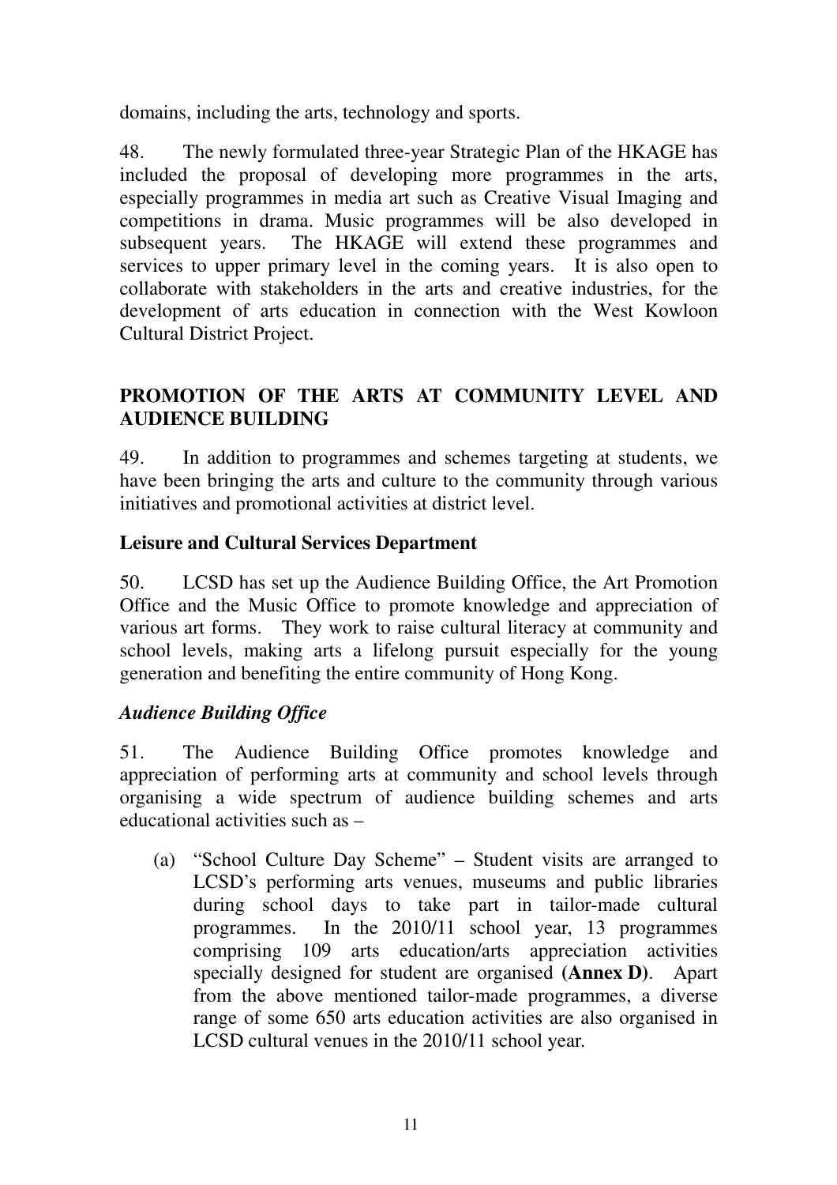domains, including the arts, technology and sports.

48. The newly formulated three-year Strategic Plan of the HKAGE has included the proposal of developing more programmes in the arts, especially programmes in media art such as Creative Visual Imaging and competitions in drama. Music programmes will be also developed in subsequent years. The HKAGE will extend these programmes and services to upper primary level in the coming years. It is also open to collaborate with stakeholders in the arts and creative industries, for the development of arts education in connection with the West Kowloon Cultural District Project.

## PROMOTION OF THE ARTS AT COMMUNITY LEVEL AND AUDIENCE BUILDING

49. In addition to programmes and schemes targeting at students, we have been bringing the arts and culture to the community through various initiatives and promotional activities at district level.

### Leisure and Cultural Services Department

50. LCSD has set up the Audience Building Office, the Art Promotion Office and the Music Office to promote knowledge and appreciation of various art forms. They work to raise cultural literacy at community and school levels, making arts a lifelong pursuit especially for the young generation and benefiting the entire community of Hong Kong.

#### *Audience Building Office*

51. The Audience Building Office promotes knowledge and appreciation of performing arts at community and school levels through organising a wide spectrum of audience building schemes and arts educational activities such as –

(a) "School Culture Day Scheme" – Student visits are arranged to LCSD's performing arts venues, museums and public libraries during school days to take part in tailor-made cultural programmes. In the 2010/11 school year, 13 programmes comprising 109 arts education/arts appreciation activities specially designed for student are organised **(Annex D)**. Apart from the above mentioned tailor-made programmes, a diverse range of some 650 arts education activities are also organised in LCSD cultural venues in the 2010/11 school year.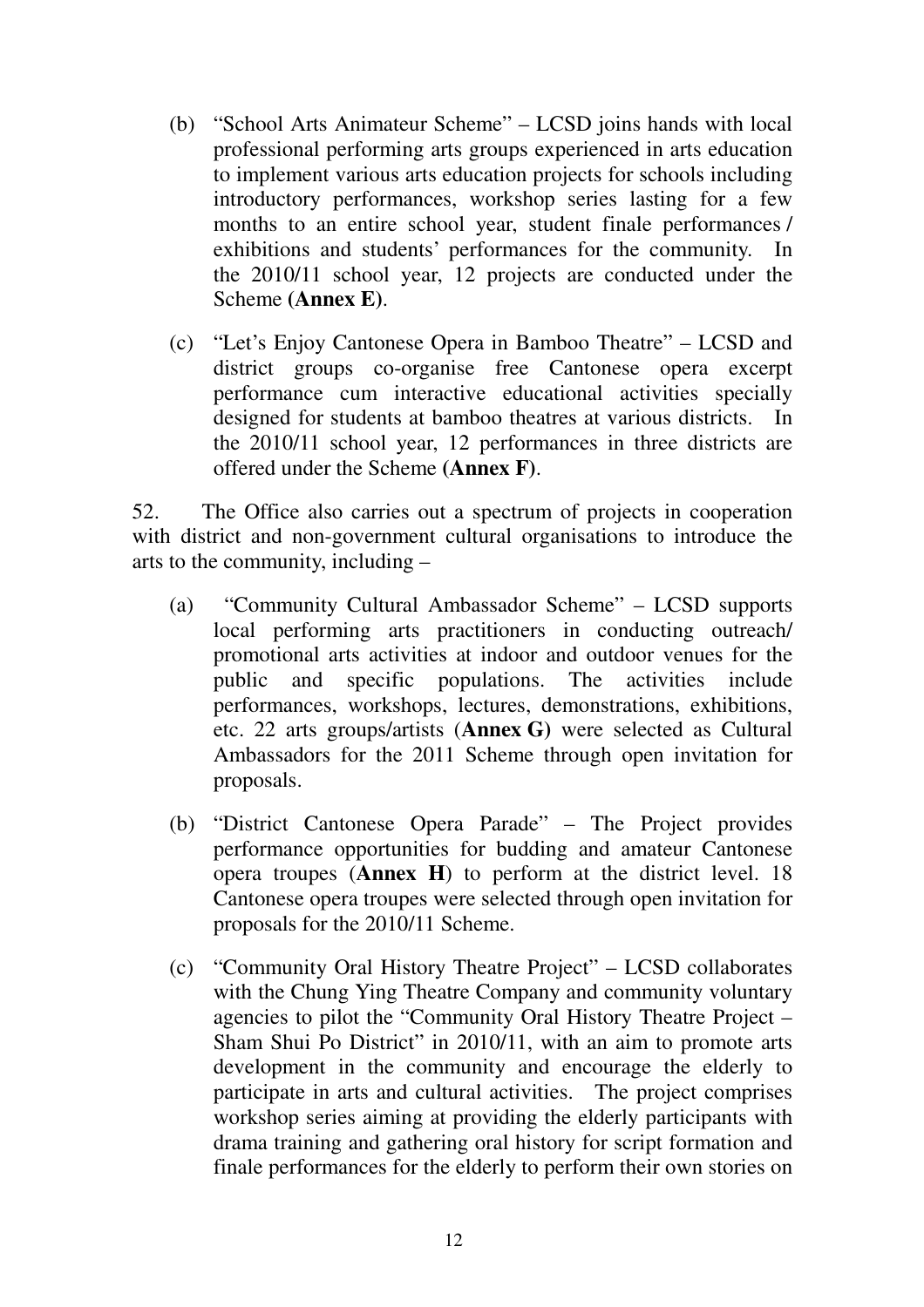(b) "School Arts Animateur Scheme" – LCSD joins hands with local professional performing arts groups experienced in arts education to implement various arts education projects for schools including introductory performances, workshop series lasting for a few months to an entire school year, student finale performances / exhibitions and students' performances for the community. In the 2010/11 school year, 12 projects are conducted under the Scheme **(Annex E)**.

(c) "Let's Enjoy Cantonese Opera in Bamboo Theatre" – LCSD and district groups co-organise free Cantonese opera excerpt performance cum interactive educational activities specially designed for students at bamboo theatres at various districts. In the 2010/11 school year, 12 performances in three districts are offered under the Scheme **(Annex F)**.

52. The Office also carries out a spectrum of projects in cooperation with district and non-government cultural organisations to introduce the arts to the community, including –

(a) "Community Cultural Ambassador Scheme" – LCSD supports local performing arts practitioners in conducting outreach/ promotional arts activities at indoor and outdoor venues for the public and specific populations. The activities include performances, workshops, lectures, demonstrations, exhibitions, etc. 22 arts groups/artists (**Annex G**) were selected as Cultural Ambassadors for the 2011 Scheme through open invitation for proposals.

(b) "District Cantonese Opera Parade" – The Project provides performance opportunities for budding and amateur Cantonese opera troupes (**Annex H**) to perform at the district level. 18 Cantonese opera troupes were selected through open invitation for proposals for the 2010/11 Scheme.

(c) "Community Oral History Theatre Project" – LCSD collaborates with the Chung Ying Theatre Company and community voluntary agencies to pilot the "Community Oral History Theatre Project – Sham Shui Po District" in 2010/11, with an aim to promote arts development in the community and encourage the elderly to participate in arts and cultural activities. The project comprises workshop series aiming at providing the elderly participants with drama training and gathering oral history for script formation and finale performances for the elderly to perform their own stories on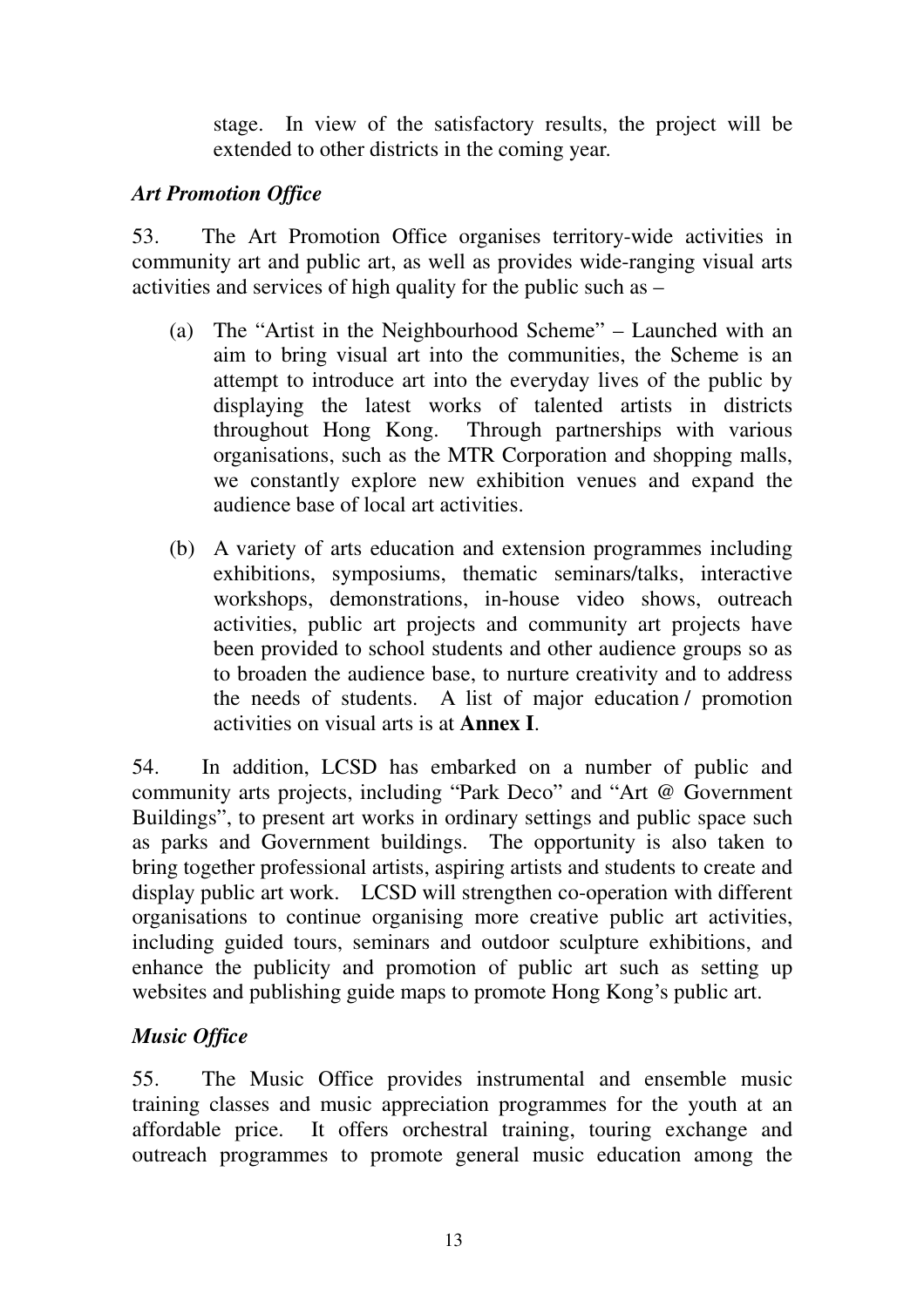stage. In view of the satisfactory results, the project will be extended to other districts in the coming year.

### *Art Promotion Office*

53. The Art Promotion Office organises territory-wide activities in community art and public art, as well as provides wide-ranging visual arts activities and services of high quality for the public such as –

(a) The "Artist in the Neighbourhood Scheme" – Launched with an aim to bring visual art into the communities, the Scheme is an attempt to introduce art into the everyday lives of the public by displaying the latest works of talented artists in districts throughout Hong Kong. Through partnerships with various organisations, such as the MTR Corporation and shopping malls, we constantly explore new exhibition venues and expand the audience base of local art activities.

(b) A variety of arts education and extension programmes including exhibitions, symposiums, thematic seminars/talks, interactive workshops, demonstrations, in-house video shows, outreach activities, public art projects and community art projects have been provided to school students and other audience groups so as to broaden the audience base, to nurture creativity and to address the needs of students. A list of major education / promotion activities on visual arts is at **Annex I**.

54. In addition, LCSD has embarked on a number of public and community arts projects, including "Park Deco" and "Art @ Government Buildings", to present art works in ordinary settings and public space such as parks and Government buildings. The opportunity is also taken to bring together professional artists, aspiring artists and students to create and display public art work. LCSD will strengthen co-operation with different organisations to continue organising more creative public art activities, including guided tours, seminars and outdoor sculpture exhibitions, and enhance the publicity and promotion of public art such as setting up websites and publishing guide maps to promote Hong Kong's public art.

### *Music Office*

55. The Music Office provides instrumental and ensemble music training classes and music appreciation programmes for the youth at an affordable price. It offers orchestral training, touring exchange and outreach programmes to promote general music education among the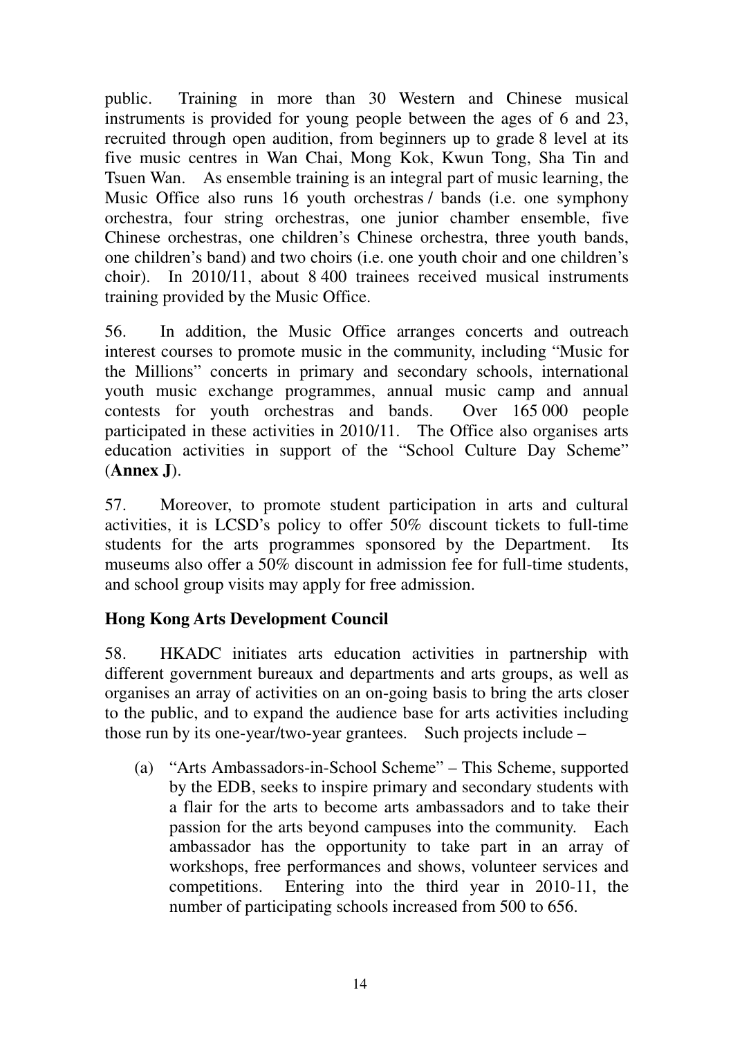public. Training in more than 30 Western and Chinese musical instruments is provided for young people between the ages of 6 and 23, recruited through open audition, from beginners up to grade 8 level at its five music centres in Wan Chai, Mong Kok, Kwun Tong, Sha Tin and Tsuen Wan. As ensemble training is an integral part of music learning, the Music Office also runs 16 youth orchestras / bands (i.e. one symphony orchestra, four string orchestras, one junior chamber ensemble, five Chinese orchestras, one children's Chinese orchestra, three youth bands, one children's band) and two choirs (i.e. one youth choir and one children's choir). In 2010/11, about 8 400 trainees received musical instruments training provided by the Music Office.

56. In addition, the Music Office arranges concerts and outreach interest courses to promote music in the community, including "Music for the Millions" concerts in primary and secondary schools, international youth music exchange programmes, annual music camp and annual contests for youth orchestras and bands. Over 165 000 people participated in these activities in 2010/11. The Office also organises arts education activities in support of the "School Culture Day Scheme" (**Annex J**).

57. Moreover, to promote student participation in arts and cultural activities, it is LCSD's policy to offer 50% discount tickets to full-time students for the arts programmes sponsored by the Department. Its museums also offer a 50% discount in admission fee for full-time students, and school group visits may apply for free admission.

**Hong Kong Arts Development Council**

58. HKADC initiates arts education activities in partnership with different government bureaux and departments and arts groups, as well as organises an array of activities on an on-going basis to bring the arts closer to the public, and to expand the audience base for arts activities including those run by its one-year/two-year grantees. Such projects include –

(a) "Arts Ambassadors-in-School Scheme" – This Scheme, supported by the EDB, seeks to inspire primary and secondary students with a flair for the arts to become arts ambassadors and to take their passion for the arts beyond campuses into the community. Each ambassador has the opportunity to take part in an array of workshops, free performances and shows, volunteer services and competitions. Entering into the third year in 2010-11, the number of participating schools increased from 500 to 656.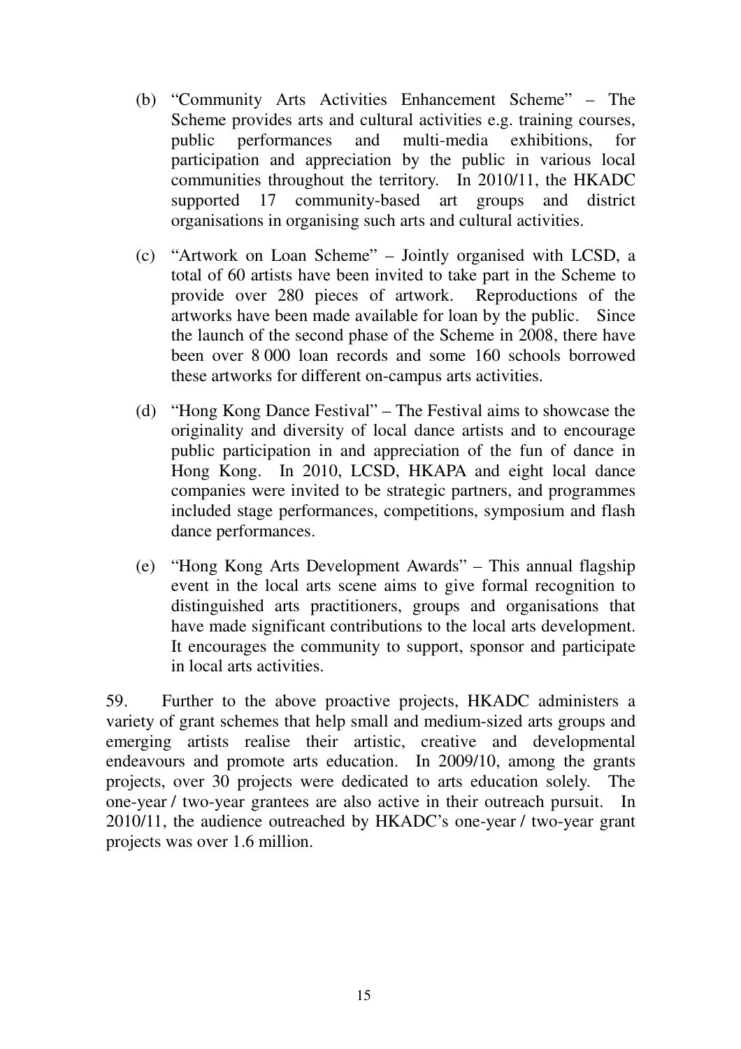(b) "Community Arts Activities Enhancement Scheme" – The Scheme provides arts and cultural activities e.g. training courses, public performances and multi-media exhibitions, for participation and appreciation by the public in various local communities throughout the territory. In 2010/11, the HKADC supported 17 community-based art groups and district organisations in organising such arts and cultural activities.

(c) "Artwork on Loan Scheme" – Jointly organised with LCSD, a total of 60 artists have been invited to take part in the Scheme to provide over 280 pieces of artwork. Reproductions of the artworks have been made available for loan by the public. Since the launch of the second phase of the Scheme in 2008, there have been over 8 000 loan records and some 160 schools borrowed these artworks for different on-campus arts activities.

(d) "Hong Kong Dance Festival" – The Festival aims to showcase the originality and diversity of local dance artists and to encourage public participation in and appreciation of the fun of dance in Hong Kong. In 2010, LCSD, HKAPA and eight local dance companies were invited to be strategic partners, and programmes included stage performances, competitions, symposium and flash dance performances.

(e) "Hong Kong Arts Development Awards" – This annual flagship event in the local arts scene aims to give formal recognition to distinguished arts practitioners, groups and organisations that have made significant contributions to the local arts development. It encourages the community to support, sponsor and participate in local arts activities.

59. Further to the above proactive projects, HKADC administers a variety of grant schemes that help small and medium-sized arts groups and emerging artists realise their artistic, creative and developmental endeavours and promote arts education. In 2009/10, among the grants projects, over 30 projects were dedicated to arts education solely. The one-year / two-year grantees are also active in their outreach pursuit. In 2010/11, the audience outreached by HKADC's one-year / two-year grant projects was over 1.6 million.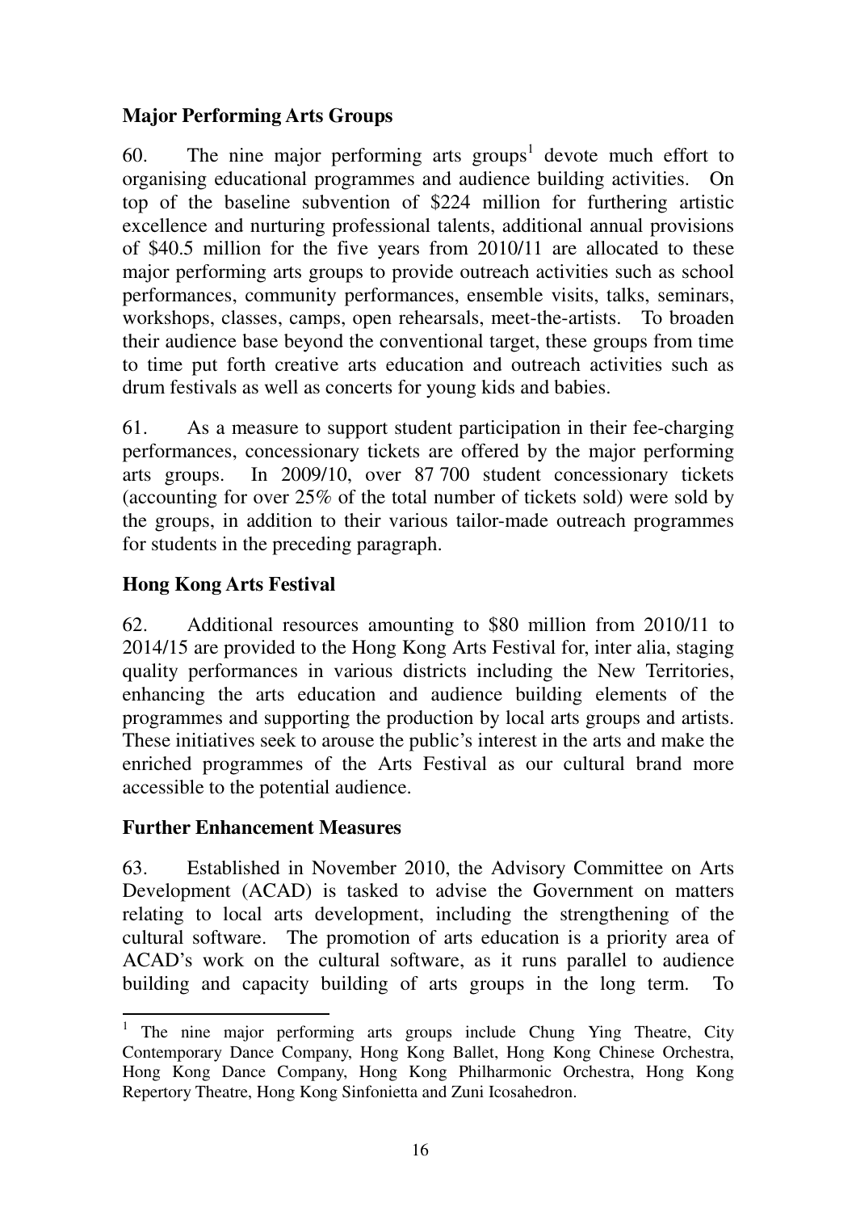## Major Performing Arts Groups

60. The nine major performing arts groups[1] devote much effort to organising educational programmes and audience building activities. On top of the baseline subvention of $224 million for furthering artistic excellence and nurturing professional talents, additional annual provisions of $40.5 million for the five years from 2010/11 are allocated to these major performing arts groups to provide outreach activities such as school performances, community performances, ensemble visits, talks, seminars, workshops, classes, camps, open rehearsals, meet-the-artists. To broaden their audience base beyond the conventional target, these groups from time to time put forth creative arts education and outreach activities such as drum festivals as well as concerts for young kids and babies.

61. As a measure to support student participation in their fee-charging performances, concessionary tickets are offered by the major performing arts groups. In 2009/10, over 87 700 student concessionary tickets (accounting for over 25% of the total number of tickets sold) were sold by the groups, in addition to their various tailor-made outreach programmes for students in the preceding paragraph.

## Hong Kong Arts Festival

62. Additional resources amounting to $80 million from 2010/11 to 2014/15 are provided to the Hong Kong Arts Festival for, inter alia, staging quality performances in various districts including the New Territories, enhancing the arts education and audience building elements of the programmes and supporting the production by local arts groups and artists. These initiatives seek to arouse the public's interest in the arts and make the enriched programmes of the Arts Festival as our cultural brand more accessible to the potential audience.

## Further Enhancement Measures

63. Established in November 2010, the Advisory Committee on Arts Development (ACAD) is tasked to advise the Government on matters relating to local arts development, including the strengthening of the cultural software. The promotion of arts education is a priority area of ACAD's work on the cultural software, as it runs parallel to audience building and capacity building of arts groups in the long term. To

---

[1] The nine major performing arts groups include Chung Ying Theatre, City Contemporary Dance Company, Hong Kong Ballet, Hong Kong Chinese Orchestra, Hong Kong Dance Company, Hong Kong Philharmonic Orchestra, Hong Kong Repertory Theatre, Hong Kong Sinfonietta and Zuni Icosahedron.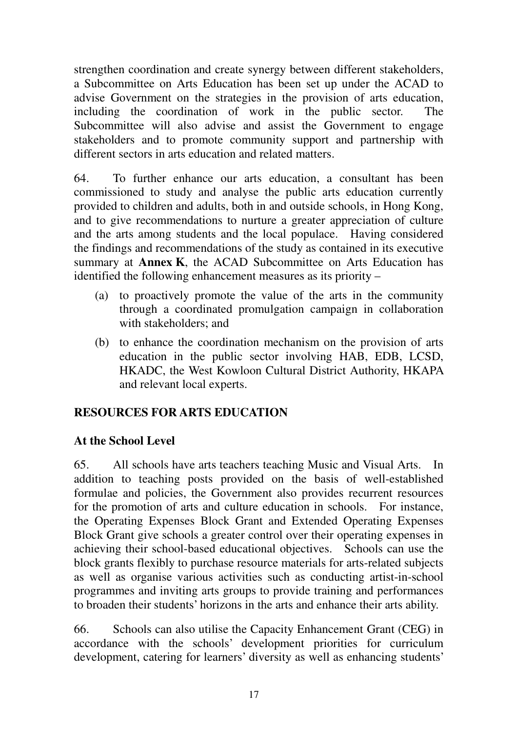strengthen coordination and create synergy between different stakeholders, a Subcommittee on Arts Education has been set up under the ACAD to advise Government on the strategies in the provision of arts education, including the coordination of work in the public sector. The Subcommittee will also advise and assist the Government to engage stakeholders and to promote community support and partnership with different sectors in arts education and related matters.

64. To further enhance our arts education, a consultant has been commissioned to study and analyse the public arts education currently provided to children and adults, both in and outside schools, in Hong Kong, and to give recommendations to nurture a greater appreciation of culture and the arts among students and the local populace. Having considered the findings and recommendations of the study as contained in its executive summary at **Annex K**, the ACAD Subcommittee on Arts Education has identified the following enhancement measures as its priority –

(a) to proactively promote the value of the arts in the community through a coordinated promulgation campaign in collaboration with stakeholders; and

(b) to enhance the coordination mechanism on the provision of arts education in the public sector involving HAB, EDB, LCSD, HKADC, the West Kowloon Cultural District Authority, HKAPA and relevant local experts.

## RESOURCES FOR ARTS EDUCATION

### At the School Level

65. All schools have arts teachers teaching Music and Visual Arts. In addition to teaching posts provided on the basis of well-established formulae and policies, the Government also provides recurrent resources for the promotion of arts and culture education in schools. For instance, the Operating Expenses Block Grant and Extended Operating Expenses Block Grant give schools a greater control over their operating expenses in achieving their school-based educational objectives. Schools can use the block grants flexibly to purchase resource materials for arts-related subjects as well as organise various activities such as conducting artist-in-school programmes and inviting arts groups to provide training and performances to broaden their students' horizons in the arts and enhance their arts ability.

66. Schools can also utilise the Capacity Enhancement Grant (CEG) in accordance with the schools' development priorities for curriculum development, catering for learners' diversity as well as enhancing students'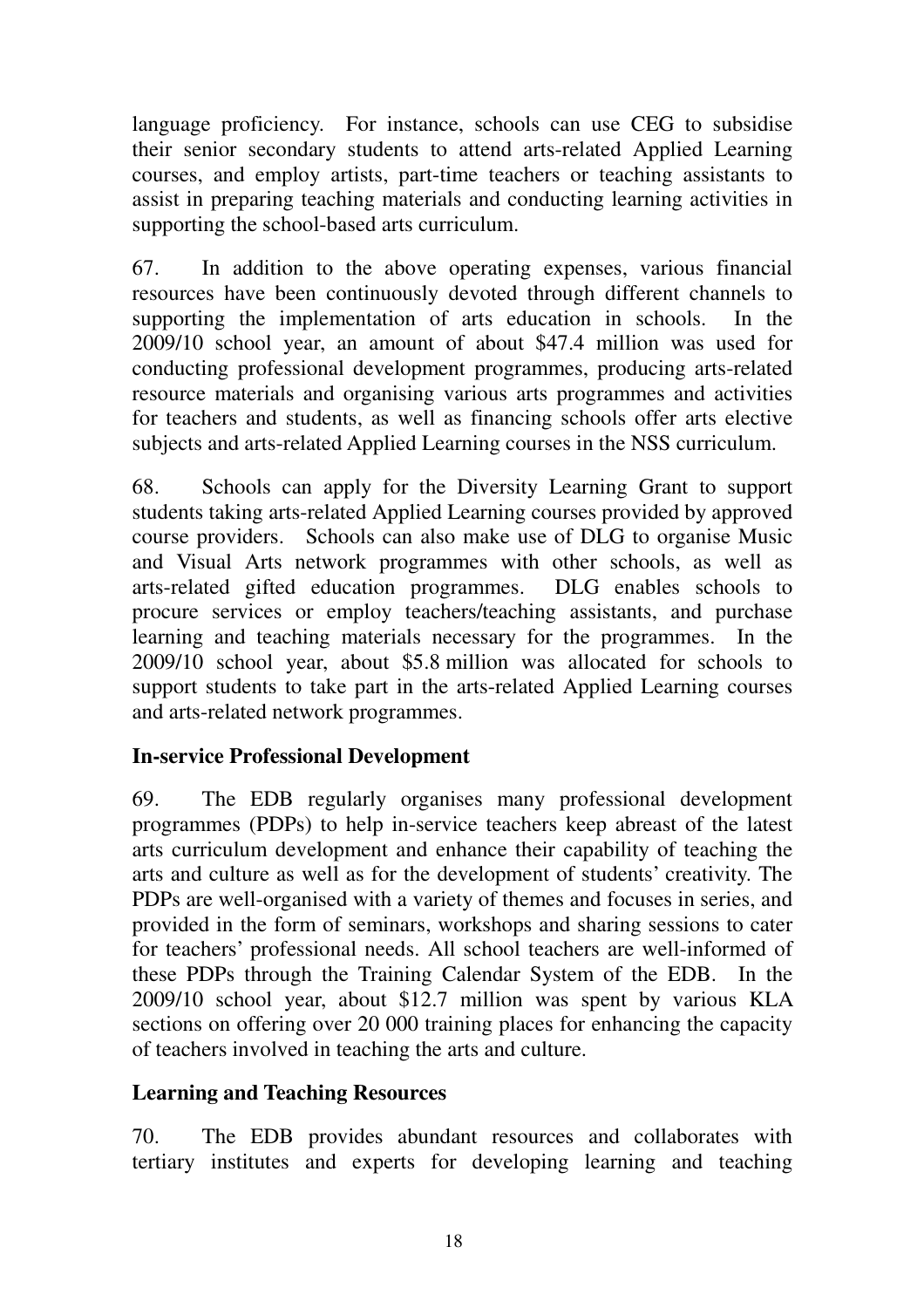language proficiency. For instance, schools can use CEG to subsidise their senior secondary students to attend arts-related Applied Learning courses, and employ artists, part-time teachers or teaching assistants to assist in preparing teaching materials and conducting learning activities in supporting the school-based arts curriculum.

67. In addition to the above operating expenses, various financial resources have been continuously devoted through different channels to supporting the implementation of arts education in schools. In the 2009/10 school year, an amount of about $47.4 million was used for conducting professional development programmes, producing arts-related resource materials and organising various arts programmes and activities for teachers and students, as well as financing schools offer arts elective subjects and arts-related Applied Learning courses in the NSS curriculum.

68. Schools can apply for the Diversity Learning Grant to support students taking arts-related Applied Learning courses provided by approved course providers. Schools can also make use of DLG to organise Music and Visual Arts network programmes with other schools, as well as arts-related gifted education programmes. DLG enables schools to procure services or employ teachers/teaching assistants, and purchase learning and teaching materials necessary for the programmes. In the 2009/10 school year, about $5.8 million was allocated for schools to support students to take part in the arts-related Applied Learning courses and arts-related network programmes.

**In-service Professional Development**

69. The EDB regularly organises many professional development programmes (PDPs) to help in-service teachers keep abreast of the latest arts curriculum development and enhance their capability of teaching the arts and culture as well as for the development of students' creativity. The PDPs are well-organised with a variety of themes and focuses in series, and provided in the form of seminars, workshops and sharing sessions to cater for teachers' professional needs. All school teachers are well-informed of these PDPs through the Training Calendar System of the EDB. In the 2009/10 school year, about $12.7 million was spent by various KLA sections on offering over 20 000 training places for enhancing the capacity of teachers involved in teaching the arts and culture.

**Learning and Teaching Resources**

70. The EDB provides abundant resources and collaborates with tertiary institutes and experts for developing learning and teaching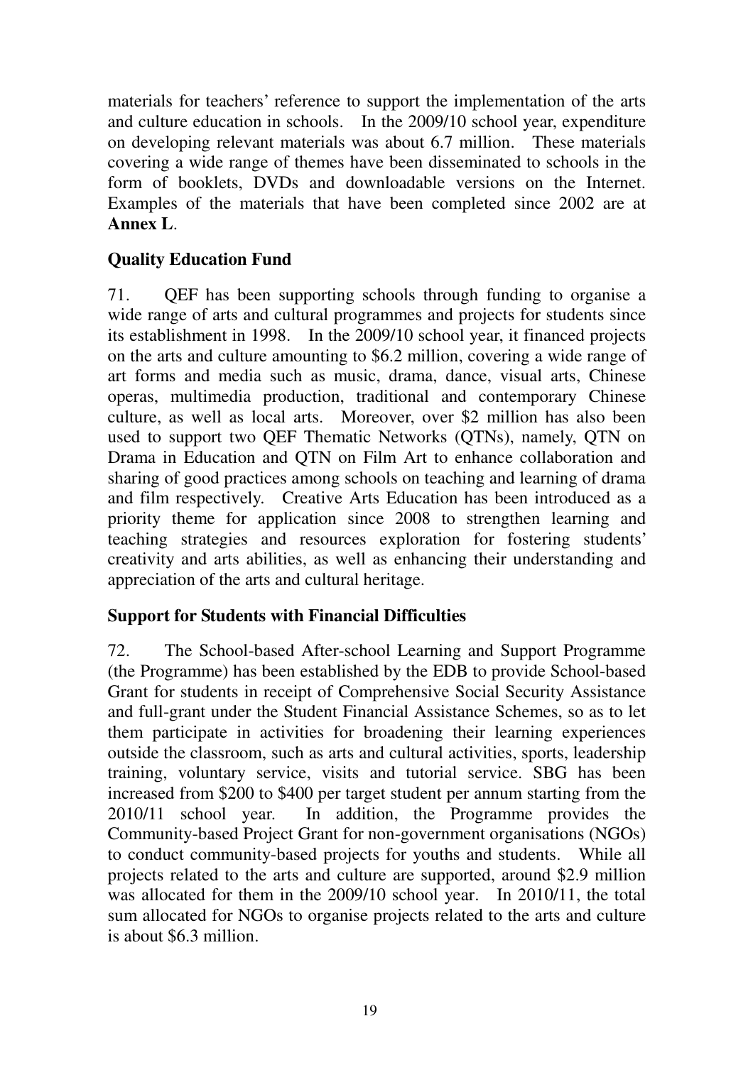materials for teachers' reference to support the implementation of the arts and culture education in schools. In the 2009/10 school year, expenditure on developing relevant materials was about 6.7 million. These materials covering a wide range of themes have been disseminated to schools in the form of booklets, DVDs and downloadable versions on the Internet. Examples of the materials that have been completed since 2002 are at **Annex L**.

**Quality Education Fund**

71. QEF has been supporting schools through funding to organise a wide range of arts and cultural programmes and projects for students since its establishment in 1998. In the 2009/10 school year, it financed projects on the arts and culture amounting to $6.2 million, covering a wide range of art forms and media such as music, drama, dance, visual arts, Chinese operas, multimedia production, traditional and contemporary Chinese culture, as well as local arts. Moreover, over $2 million has also been used to support two QEF Thematic Networks (QTNs), namely, QTN on Drama in Education and QTN on Film Art to enhance collaboration and sharing of good practices among schools on teaching and learning of drama and film respectively. Creative Arts Education has been introduced as a priority theme for application since 2008 to strengthen learning and teaching strategies and resources exploration for fostering students' creativity and arts abilities, as well as enhancing their understanding and appreciation of the arts and cultural heritage.

**Support for Students with Financial Difficulties**

72. The School-based After-school Learning and Support Programme (the Programme) has been established by the EDB to provide School-based Grant for students in receipt of Comprehensive Social Security Assistance and full-grant under the Student Financial Assistance Schemes, so as to let them participate in activities for broadening their learning experiences outside the classroom, such as arts and cultural activities, sports, leadership training, voluntary service, visits and tutorial service. SBG has been increased from $200 to $400 per target student per annum starting from the 2010/11 school year. In addition, the Programme provides the Community-based Project Grant for non-government organisations (NGOs) to conduct community-based projects for youths and students. While all projects related to the arts and culture are supported, around $2.9 million was allocated for them in the 2009/10 school year. In 2010/11, the total sum allocated for NGOs to organise projects related to the arts and culture is about $6.3 million.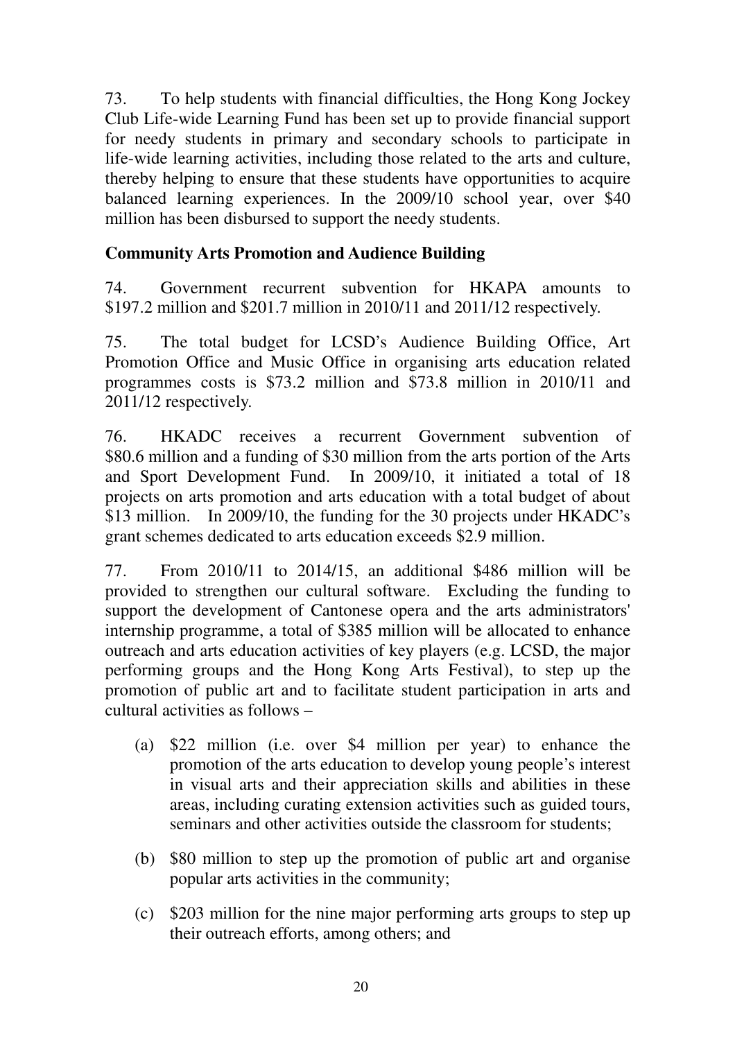73. To help students with financial difficulties, the Hong Kong Jockey Club Life-wide Learning Fund has been set up to provide financial support for needy students in primary and secondary schools to participate in life-wide learning activities, including those related to the arts and culture, thereby helping to ensure that these students have opportunities to acquire balanced learning experiences. In the 2009/10 school year, over $40 million has been disbursed to support the needy students.

**Community Arts Promotion and Audience Building**

74. Government recurrent subvention for HKAPA amounts to $197.2 million and $201.7 million in 2010/11 and 2011/12 respectively.

75. The total budget for LCSD's Audience Building Office, Art Promotion Office and Music Office in organising arts education related programmes costs is $73.2 million and $73.8 million in 2010/11 and 2011/12 respectively.

76. HKADC receives a recurrent Government subvention of $80.6 million and a funding of $30 million from the arts portion of the Arts and Sport Development Fund. In 2009/10, it initiated a total of 18 projects on arts promotion and arts education with a total budget of about $13 million. In 2009/10, the funding for the 30 projects under HKADC's grant schemes dedicated to arts education exceeds $2.9 million.

77. From 2010/11 to 2014/15, an additional $486 million will be provided to strengthen our cultural software. Excluding the funding to support the development of Cantonese opera and the arts administrators' internship programme, a total of $385 million will be allocated to enhance outreach and arts education activities of key players (e.g. LCSD, the major performing groups and the Hong Kong Arts Festival), to step up the promotion of public art and to facilitate student participation in arts and cultural activities as follows –

(a) $22 million (i.e. over $4 million per year) to enhance the promotion of the arts education to develop young people's interest in visual arts and their appreciation skills and abilities in these areas, including curating extension activities such as guided tours, seminars and other activities outside the classroom for students;

(b) $80 million to step up the promotion of public art and organise popular arts activities in the community;

(c) $203 million for the nine major performing arts groups to step up their outreach efforts, among others; and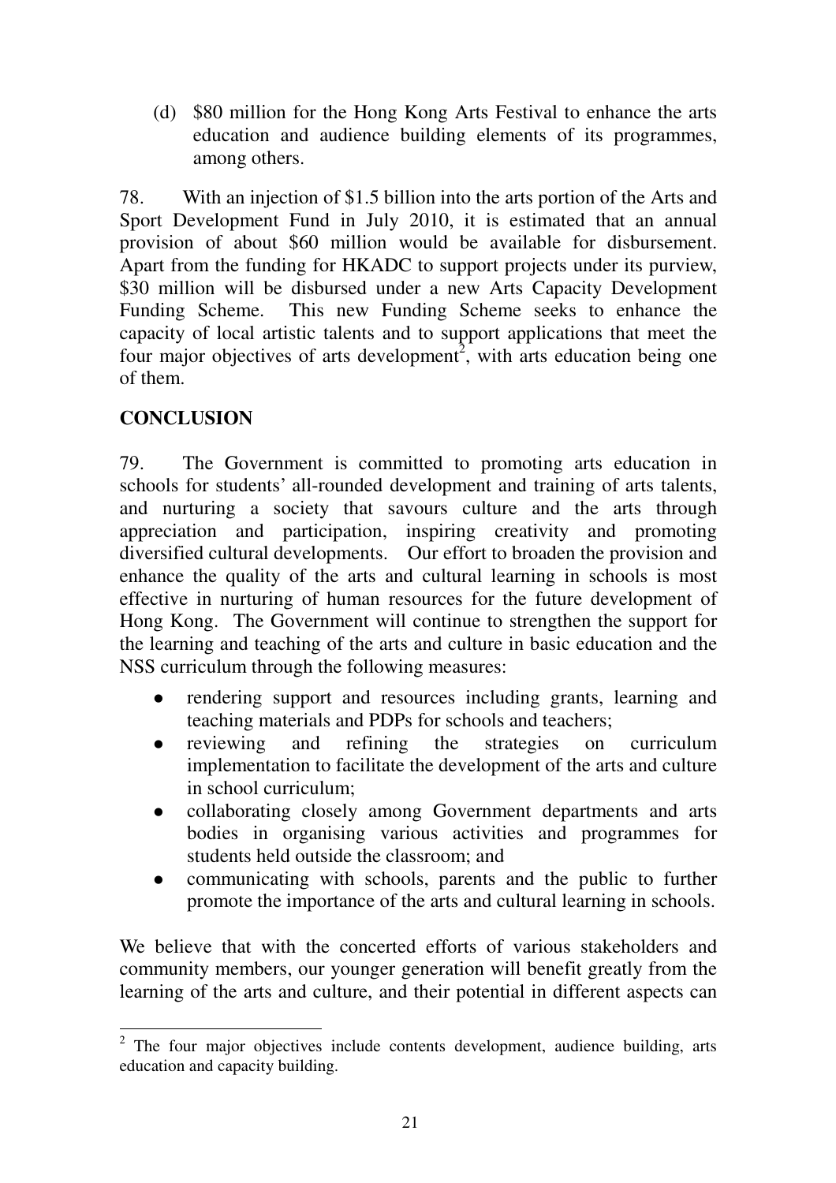(d) $80 million for the Hong Kong Arts Festival to enhance the arts education and audience building elements of its programmes, among others.

78. With an injection of $1.5 billion into the arts portion of the Arts and Sport Development Fund in July 2010, it is estimated that an annual provision of about $60 million would be available for disbursement. Apart from the funding for HKADC to support projects under its purview, $30 million will be disbursed under a new Arts Capacity Development Funding Scheme. This new Funding Scheme seeks to enhance the capacity of local artistic talents and to support applications that meet the four major objectives of arts development[2], with arts education being one of them.

**CONCLUSION**

79. The Government is committed to promoting arts education in schools for students' all-rounded development and training of arts talents, and nurturing a society that savours culture and the arts through appreciation and participation, inspiring creativity and promoting diversified cultural developments. Our effort to broaden the provision and enhance the quality of the arts and cultural learning in schools is most effective in nurturing of human resources for the future development of Hong Kong. The Government will continue to strengthen the support for the learning and teaching of the arts and culture in basic education and the NSS curriculum through the following measures:

- rendering support and resources including grants, learning and teaching materials and PDPs for schools and teachers;
- reviewing and refining the strategies on curriculum implementation to facilitate the development of the arts and culture in school curriculum;
- collaborating closely among Government departments and arts bodies in organising various activities and programmes for students held outside the classroom; and
- communicating with schools, parents and the public to further promote the importance of the arts and cultural learning in schools.

We believe that with the concerted efforts of various stakeholders and community members, our younger generation will benefit greatly from the learning of the arts and culture, and their potential in different aspects can

---

[2] The four major objectives include contents development, audience building, arts education and capacity building.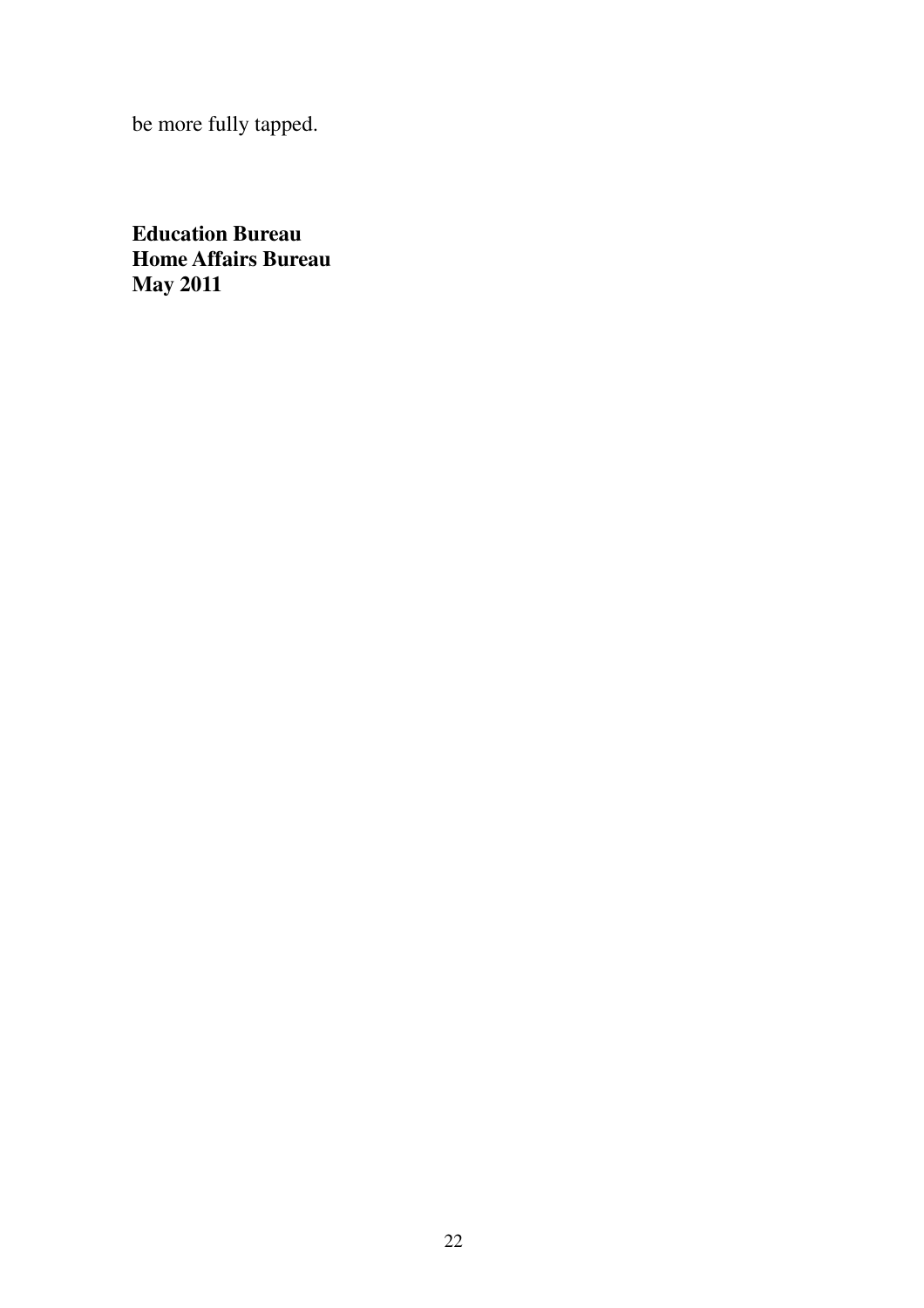be more fully tapped.

**Education Bureau**
**Home Affairs Bureau**
**May 2011**